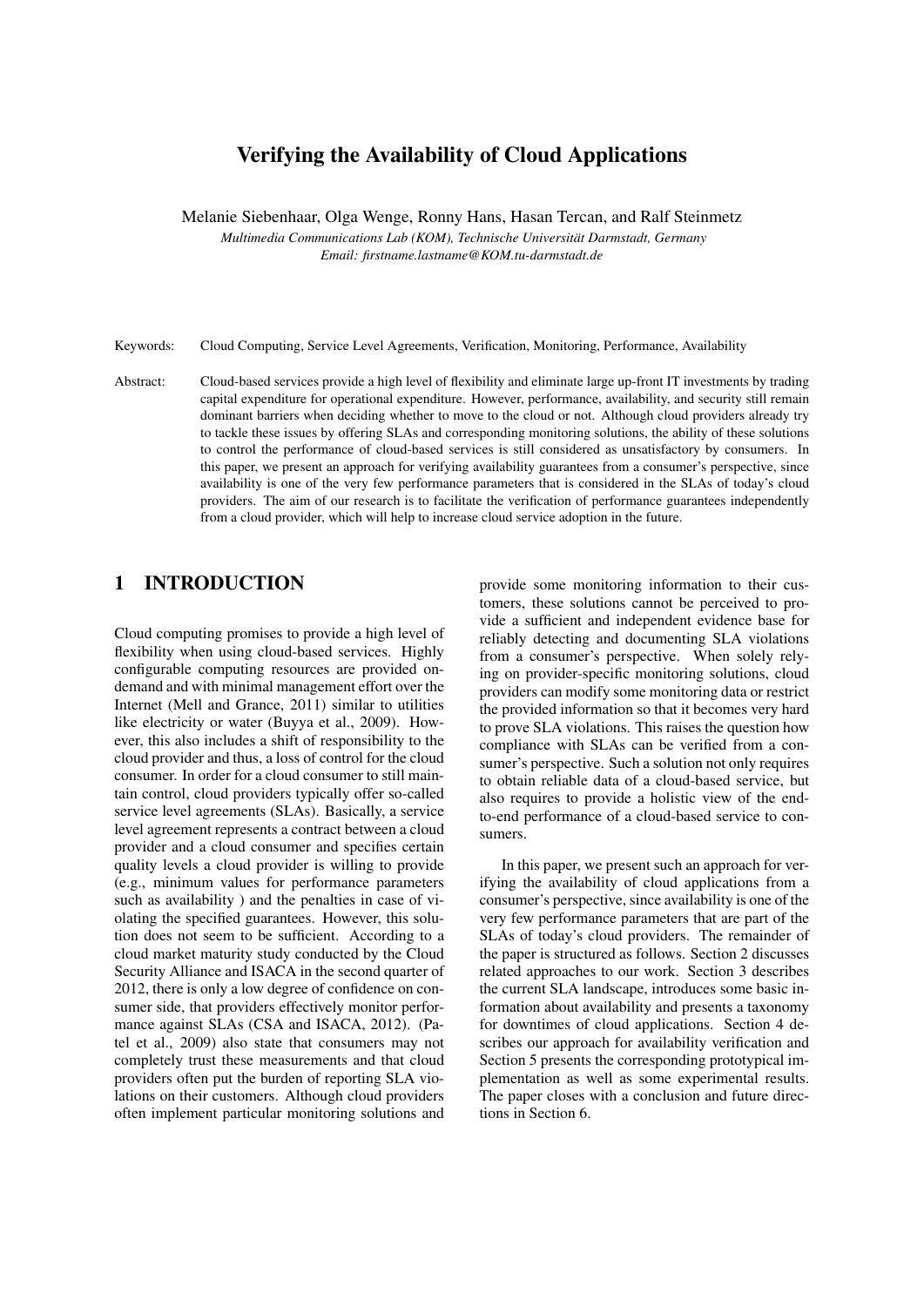# Verifying the Availability of Cloud Applications

Melanie Siebenhaar, Olga Wenge, Ronny Hans, Hasan Tercan, and Ralf Steinmetz

*Multimedia Communications Lab (KOM), Technische Universität Darmstadt, Germany*
*Email: firstname.lastname@KOM.tu-darmstadt.de*

Keywords: Cloud Computing, Service Level Agreements, Verification, Monitoring, Performance, Availability

Abstract: Cloud-based services provide a high level of flexibility and eliminate large up-front IT investments by trading capital expenditure for operational expenditure. However, performance, availability, and security still remain dominant barriers when deciding whether to move to the cloud or not. Although cloud providers already try to tackle these issues by offering SLAs and corresponding monitoring solutions, the ability of these solutions to control the performance of cloud-based services is still considered as unsatisfactory by consumers. In this paper, we present an approach for verifying availability guarantees from a consumer's perspective, since availability is one of the very few performance parameters that is considered in the SLAs of today's cloud providers. The aim of our research is to facilitate the verification of performance guarantees independently from a cloud provider, which will help to increase cloud service adoption in the future.

## 1 INTRODUCTION

Cloud computing promises to provide a high level of flexibility when using cloud-based services. Highly configurable computing resources are provided on-demand and with minimal management effort over the Internet (Mell and Grance, 2011) similar to utilities like electricity or water (Buyya et al., 2009). However, this also includes a shift of responsibility to the cloud provider and thus, a loss of control for the cloud consumer. In order for a cloud consumer to still maintain control, cloud providers typically offer so-called service level agreements (SLAs). Basically, a service level agreement represents a contract between a cloud provider and a cloud consumer and specifies certain quality levels a cloud provider is willing to provide (e.g., minimum values for performance parameters such as availability ) and the penalties in case of violating the specified guarantees. However, this solution does not seem to be sufficient. According to a cloud market maturity study conducted by the Cloud Security Alliance and ISACA in the second quarter of 2012, there is only a low degree of confidence on consumer side, that providers effectively monitor performance against SLAs (CSA and ISACA, 2012). (Patel et al., 2009) also state that consumers may not completely trust these measurements and that cloud providers often put the burden of reporting SLA violations on their customers. Although cloud providers often implement particular monitoring solutions and provide some monitoring information to their customers, these solutions cannot be perceived to provide a sufficient and independent evidence base for reliably detecting and documenting SLA violations from a consumer's perspective. When solely relying on provider-specific monitoring solutions, cloud providers can modify some monitoring data or restrict the provided information so that it becomes very hard to prove SLA violations. This raises the question how compliance with SLAs can be verified from a consumer's perspective. Such a solution not only requires to obtain reliable data of a cloud-based service, but also requires to provide a holistic view of the end-to-end performance of a cloud-based service to consumers.

In this paper, we present such an approach for verifying the availability of cloud applications from a consumer's perspective, since availability is one of the very few performance parameters that are part of the SLAs of today's cloud providers. The remainder of the paper is structured as follows. Section 2 discusses related approaches to our work. Section 3 describes the current SLA landscape, introduces some basic information about availability and presents a taxonomy for downtimes of cloud applications. Section 4 describes our approach for availability verification and Section 5 presents the corresponding prototypical implementation as well as some experimental results. The paper closes with a conclusion and future directions in Section 6.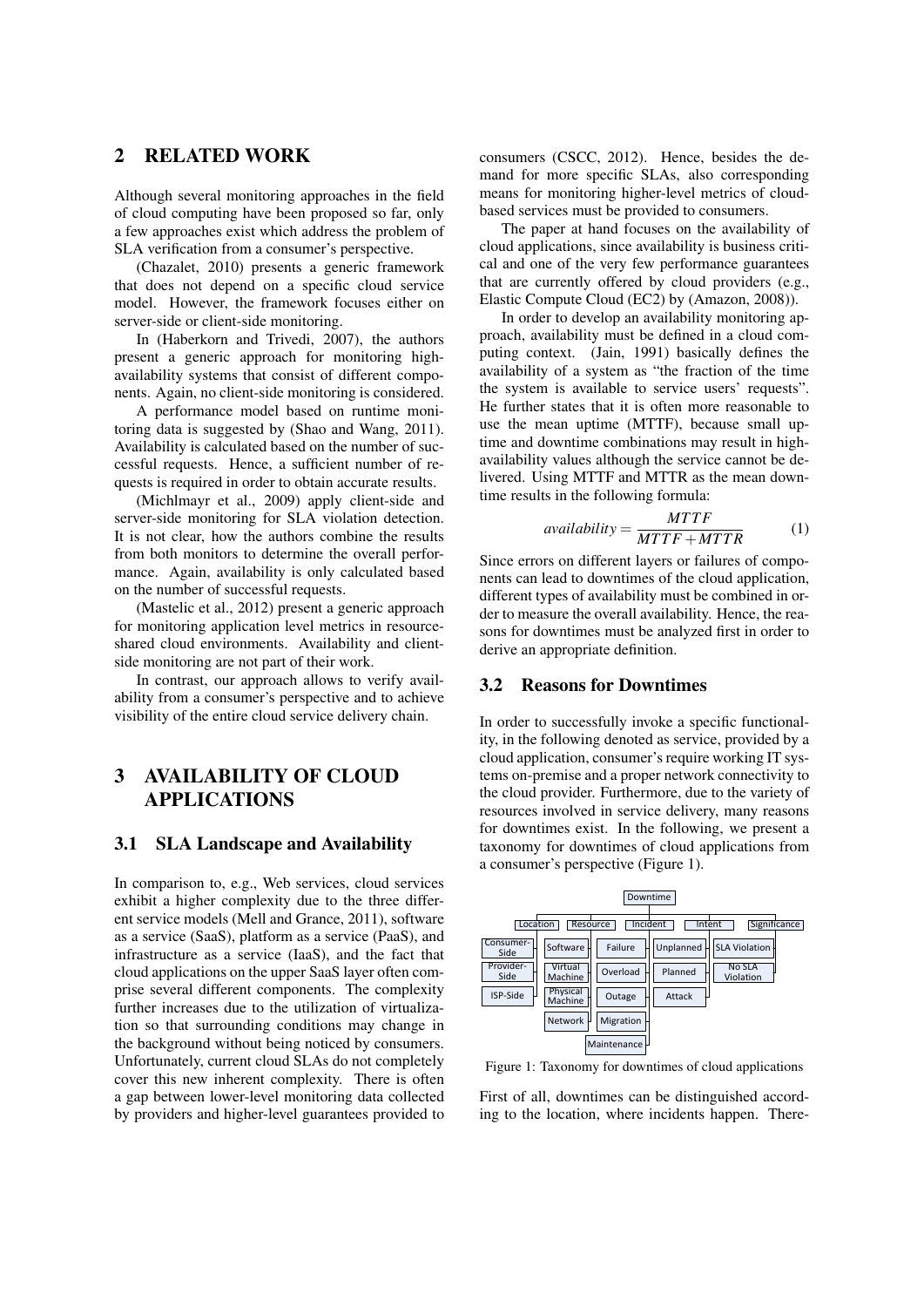## 2 RELATED WORK

Although several monitoring approaches in the field of cloud computing have been proposed so far, only a few approaches exist which address the problem of SLA verification from a consumer's perspective.

(Chazalet, 2010) presents a generic framework that does not depend on a specific cloud service model. However, the framework focuses either on server-side or client-side monitoring.

In (Haberkorn and Trivedi, 2007), the authors present a generic approach for monitoring high-availability systems that consist of different components. Again, no client-side monitoring is considered.

A performance model based on runtime monitoring data is suggested by (Shao and Wang, 2011). Availability is calculated based on the number of successful requests. Hence, a sufficient number of requests is required in order to obtain accurate results.

(Michlmayr et al., 2009) apply client-side and server-side monitoring for SLA violation detection. It is not clear, how the authors combine the results from both monitors to determine the overall performance. Again, availability is only calculated based on the number of successful requests.

(Mastelic et al., 2012) present a generic approach for monitoring application level metrics in resource-shared cloud environments. Availability and client-side monitoring are not part of their work.

In contrast, our approach allows to verify availability from a consumer's perspective and to achieve visibility of the entire cloud service delivery chain.

## 3 AVAILABILITY OF CLOUD APPLICATIONS

### 3.1 SLA Landscape and Availability

In comparison to, e.g., Web services, cloud services exhibit a higher complexity due to the three different service models (Mell and Grance, 2011), software as a service (SaaS), platform as a service (PaaS), and infrastructure as a service (IaaS), and the fact that cloud applications on the upper SaaS layer often comprise several different components. The complexity further increases due to the utilization of virtualization so that surrounding conditions may change in the background without being noticed by consumers. Unfortunately, current cloud SLAs do not completely cover this new inherent complexity. There is often a gap between lower-level monitoring data collected by providers and higher-level guarantees provided to consumers (CSCC, 2012). Hence, besides the demand for more specific SLAs, also corresponding means for monitoring higher-level metrics of cloud-based services must be provided to consumers.

The paper at hand focuses on the availability of cloud applications, since availability is business critical and one of the very few performance guarantees that are currently offered by cloud providers (e.g., Elastic Compute Cloud (EC2) by (Amazon, 2008)).

In order to develop an availability monitoring approach, availability must be defined in a cloud computing context. (Jain, 1991) basically defines the availability of a system as "the fraction of the time the system is available to service users' requests". He further states that it is often more reasonable to use the mean uptime (MTTF), because small uptime and downtime combinations may result in high-availability values although the service cannot be delivered. Using MTTF and MTTR as the mean downtime results in the following formula:

$$availability = \frac{MTTF}{MTTF + MTTR} \qquad (1)$$

Since errors on different layers or failures of components can lead to downtimes of the cloud application, different types of availability must be combined in order to measure the overall availability. Hence, the reasons for downtimes must be analyzed first in order to derive an appropriate definition.

### 3.2 Reasons for Downtimes

In order to successfully invoke a specific functionality, in the following denoted as service, provided by a cloud application, consumer's require working IT systems on-premise and a proper network connectivity to the cloud provider. Furthermore, due to the variety of resources involved in service delivery, many reasons for downtimes exist. In the following, we present a taxonomy for downtimes of cloud applications from a consumer's perspective (Figure 1).

Downtime
- Location: Consumer-Side, Provider-Side, ISP-Side
- Resource: Software, Virtual Machine, Physical Machine, Network
- Incident: Failure, Overload, Outage, Migration, Maintenance
- Intent: Unplanned, Planned, Attack
- Significance: SLA Violation, No SLA Violation

Figure 1: Taxonomy for downtimes of cloud applications

First of all, downtimes can be distinguished according to the location, where incidents happen. There-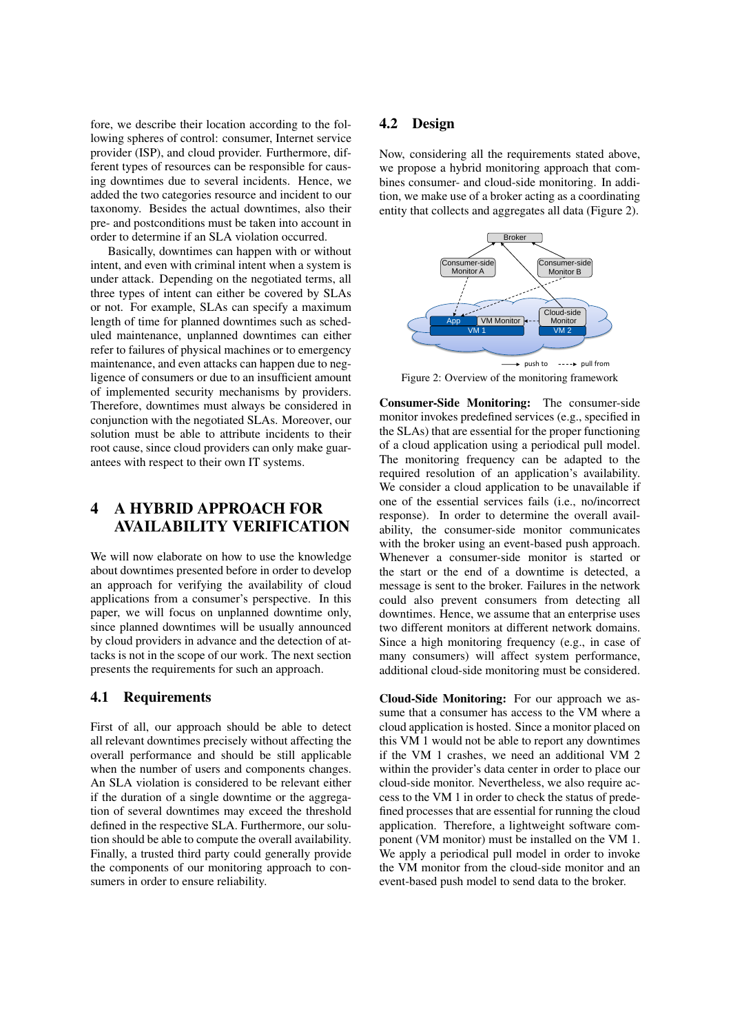fore, we describe their location according to the following spheres of control: consumer, Internet service provider (ISP), and cloud provider. Furthermore, different types of resources can be responsible for causing downtimes due to several incidents. Hence, we added the two categories resource and incident to our taxonomy. Besides the actual downtimes, also their pre- and postconditions must be taken into account in order to determine if an SLA violation occurred.

Basically, downtimes can happen with or without intent, and even with criminal intent when a system is under attack. Depending on the negotiated terms, all three types of intent can either be covered by SLAs or not. For example, SLAs can specify a maximum length of time for planned downtimes such as scheduled maintenance, unplanned downtimes can either refer to failures of physical machines or to emergency maintenance, and even attacks can happen due to negligence of consumers or due to an insufficient amount of implemented security mechanisms by providers. Therefore, downtimes must always be considered in conjunction with the negotiated SLAs. Moreover, our solution must be able to attribute incidents to their root cause, since cloud providers can only make guarantees with respect to their own IT systems.

# 4 A HYBRID APPROACH FOR AVAILABILITY VERIFICATION

We will now elaborate on how to use the knowledge about downtimes presented before in order to develop an approach for verifying the availability of cloud applications from a consumer's perspective. In this paper, we will focus on unplanned downtime only, since planned downtimes will be usually announced by cloud providers in advance and the detection of attacks is not in the scope of our work. The next section presents the requirements for such an approach.

## 4.1 Requirements

First of all, our approach should be able to detect all relevant downtimes precisely without affecting the overall performance and should be still applicable when the number of users and components changes. An SLA violation is considered to be relevant either if the duration of a single downtime or the aggregation of several downtimes may exceed the threshold defined in the respective SLA. Furthermore, our solution should be able to compute the overall availability. Finally, a trusted third party could generally provide the components of our monitoring approach to consumers in order to ensure reliability.

## 4.2 Design

Now, considering all the requirements stated above, we propose a hybrid monitoring approach that combines consumer- and cloud-side monitoring. In addition, we make use of a broker acting as a coordinating entity that collects and aggregates all data (Figure 2).

Figure 2: Overview of the monitoring framework

**Consumer-Side Monitoring:** The consumer-side monitor invokes predefined services (e.g., specified in the SLAs) that are essential for the proper functioning of a cloud application using a periodical pull model. The monitoring frequency can be adapted to the required resolution of an application's availability. We consider a cloud application to be unavailable if one of the essential services fails (i.e., no/incorrect response). In order to determine the overall availability, the consumer-side monitor communicates with the broker using an event-based push approach. Whenever a consumer-side monitor is started or the start or the end of a downtime is detected, a message is sent to the broker. Failures in the network could also prevent consumers from detecting all downtimes. Hence, we assume that an enterprise uses two different monitors at different network domains. Since a high monitoring frequency (e.g., in case of many consumers) will affect system performance, additional cloud-side monitoring must be considered.

**Cloud-Side Monitoring:** For our approach we assume that a consumer has access to the VM where a cloud application is hosted. Since a monitor placed on this VM 1 would not be able to report any downtimes if the VM 1 crashes, we need an additional VM 2 within the provider's data center in order to place our cloud-side monitor. Nevertheless, we also require access to the VM 1 in order to check the status of predefined processes that are essential for running the cloud application. Therefore, a lightweight software component (VM monitor) must be installed on the VM 1. We apply a periodical pull model in order to invoke the VM monitor from the cloud-side monitor and an event-based push model to send data to the broker.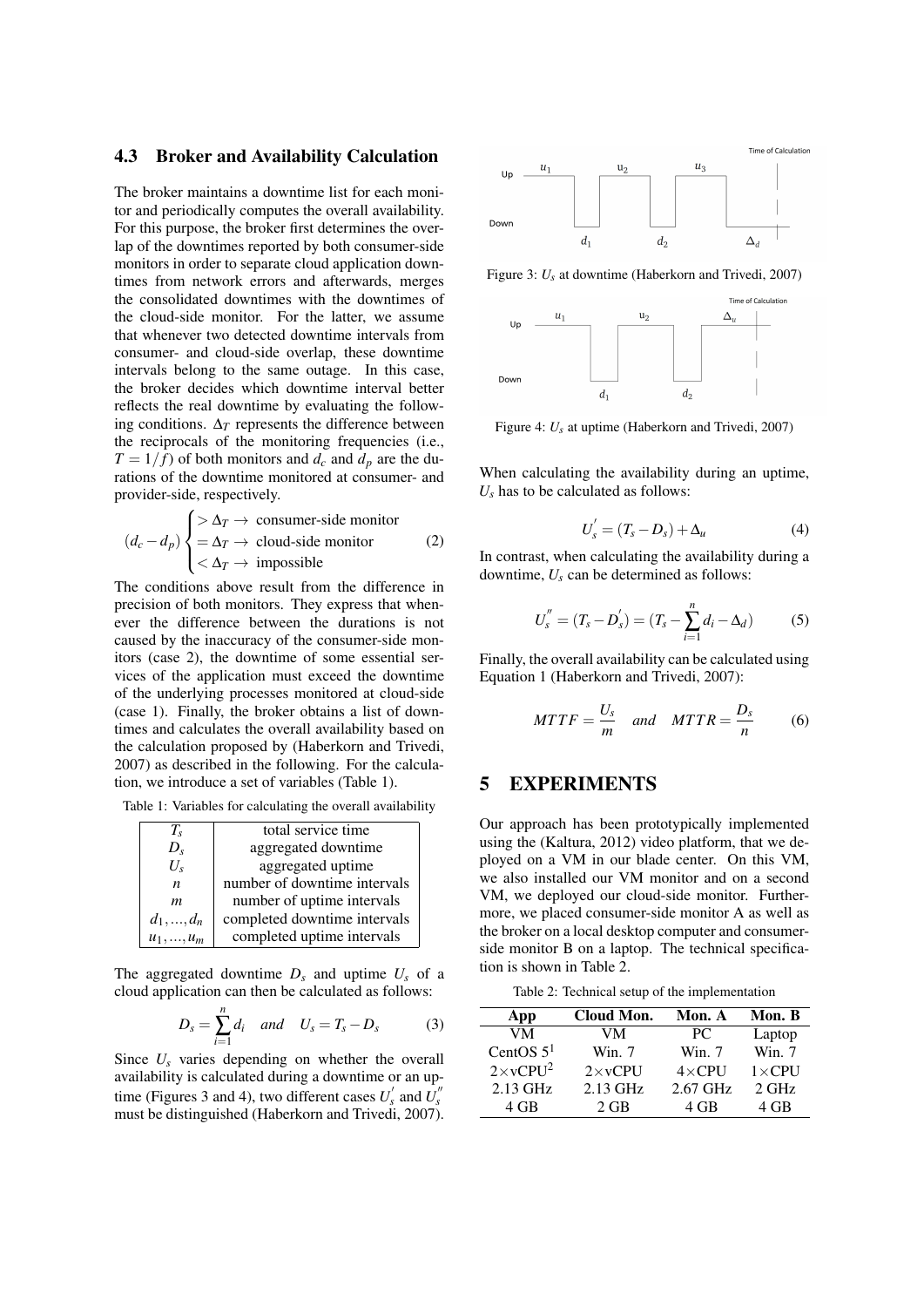### 4.3 Broker and Availability Calculation

The broker maintains a downtime list for each monitor and periodically computes the overall availability. For this purpose, the broker first determines the overlap of the downtimes reported by both consumer-side monitors in order to separate cloud application downtimes from network errors and afterwards, merges the consolidated downtimes with the downtimes of the cloud-side monitor. For the latter, we assume that whenever two detected downtime intervals from consumer- and cloud-side overlap, these downtime intervals belong to the same outage. In this case, the broker decides which downtime interval better reflects the real downtime by evaluating the following conditions. $\Delta_T$ represents the difference between the reciprocals of the monitoring frequencies (i.e., $T = 1/f$) of both monitors and $d_c$ and $d_p$ are the durations of the downtime monitored at consumer- and provider-side, respectively.

$$(d_c - d_p) \begin{cases} > \Delta_T \rightarrow \text{ consumer-side monitor} \\ = \Delta_T \rightarrow \text{ cloud-side monitor} \\ < \Delta_T \rightarrow \text{ impossible} \end{cases} \quad (2)$$

The conditions above result from the difference in precision of both monitors. They express that whenever the difference between the durations is not caused by the inaccuracy of the consumer-side monitors (case 2), the downtime of some essential services of the application must exceed the downtime of the underlying processes monitored at cloud-side (case 1). Finally, the broker obtains a list of downtimes and calculates the overall availability based on the calculation proposed by (Haberkorn and Trivedi, 2007) as described in the following. For the calculation, we introduce a set of variables (Table 1).

Table 1: Variables for calculating the overall availability

| | |
|---|---|
| $T_s$ | total service time |
| $D_s$ | aggregated downtime |
| $U_s$ | aggregated uptime |
| $n$ | number of downtime intervals |
| $m$ | number of uptime intervals |
| $d_1, ..., d_n$ | completed downtime intervals |
| $u_1, ..., u_m$ | completed uptime intervals |

The aggregated downtime $D_s$ and uptime $U_s$ of a cloud application can then be calculated as follows:

$$D_s = \sum_{i=1}^{n} d_i \quad and \quad U_s = T_s - D_s \quad (3)$$

Since $U_s$ varies depending on whether the overall availability is calculated during a downtime or an uptime (Figures 3 and 4), two different cases $U_s^{'}$ and $U_s^{''}$ must be distinguished (Haberkorn and Trivedi, 2007).

Figure 3: $U_s$ at downtime (Haberkorn and Trivedi, 2007)

Figure 4: $U_s$ at uptime (Haberkorn and Trivedi, 2007)

When calculating the availability during an uptime, $U_s$ has to be calculated as follows:

$$U_s^{'} = (T_s - D_s) + \Delta_u \quad (4)$$

In contrast, when calculating the availability during a downtime, $U_s$ can be determined as follows:

$$U_s^{''} = (T_s - D_s^{'}) = (T_s - \sum_{i=1}^{n} d_i - \Delta_d) \quad (5)$$

Finally, the overall availability can be calculated using Equation 1 (Haberkorn and Trivedi, 2007):

$$MTTF = \frac{U_s}{m} \quad and \quad MTTR = \frac{D_s}{n} \quad (6)$$

## 5 EXPERIMENTS

Our approach has been prototypically implemented using the (Kaltura, 2012) video platform, that we deployed on a VM in our blade center. On this VM, we also installed our VM monitor and on a second VM, we deployed our cloud-side monitor. Furthermore, we placed consumer-side monitor A as well as the broker on a local desktop computer and consumer-side monitor B on a laptop. The technical specification is shown in Table 2.

Table 2: Technical setup of the implementation

| App | Cloud Mon. | Mon. A | Mon. B |
|---|---|---|---|
| VM | VM | PC | Laptop |
| CentOS 5[1] | Win. 7 | Win. 7 | Win. 7 |
| 2×vCPU[2] | 2×vCPU | 4×CPU | 1×CPU |
| 2.13 GHz | 2.13 GHz | 2.67 GHz | 2 GHz |
| 4 GB | 2 GB | 4 GB | 4 GB |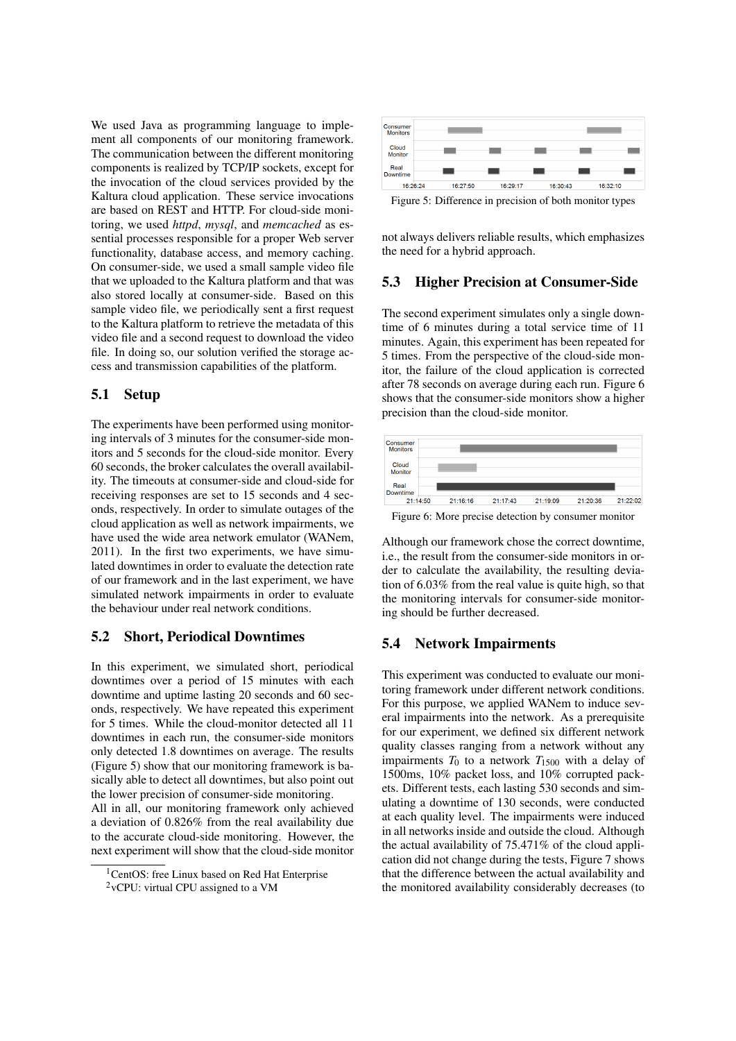We used Java as programming language to implement all components of our monitoring framework. The communication between the different monitoring components is realized by TCP/IP sockets, except for the invocation of the cloud services provided by the Kaltura cloud application. These service invocations are based on REST and HTTP. For cloud-side monitoring, we used *httpd*, *mysql*, and *memcached* as essential processes responsible for a proper Web server functionality, database access, and memory caching. On consumer-side, we used a small sample video file that we uploaded to the Kaltura platform and that was also stored locally at consumer-side. Based on this sample video file, we periodically sent a first request to the Kaltura platform to retrieve the metadata of this video file and a second request to download the video file. In doing so, our solution verified the storage access and transmission capabilities of the platform.

## 5.1 Setup

The experiments have been performed using monitoring intervals of 3 minutes for the consumer-side monitors and 5 seconds for the cloud-side monitor. Every 60 seconds, the broker calculates the overall availability. The timeouts at consumer-side and cloud-side for receiving responses are set to 15 seconds and 4 seconds, respectively. In order to simulate outages of the cloud application as well as network impairments, we have used the wide area network emulator (WANem, 2011). In the first two experiments, we have simulated downtimes in order to evaluate the detection rate of our framework and in the last experiment, we have simulated network impairments in order to evaluate the behaviour under real network conditions.

## 5.2 Short, Periodical Downtimes

In this experiment, we simulated short, periodical downtimes over a period of 15 minutes with each downtime and uptime lasting 20 seconds and 60 seconds, respectively. We have repeated this experiment for 5 times. While the cloud-monitor detected all 11 downtimes in each run, the consumer-side monitors only detected 1.8 downtimes on average. The results (Figure 5) show that our monitoring framework is basically able to detect all downtimes, but also point out the lower precision of consumer-side monitoring.

All in all, our monitoring framework only achieved a deviation of 0.826% from the real availability due to the accurate cloud-side monitoring. However, the next experiment will show that the cloud-side monitor not always delivers reliable results, which emphasizes the need for a hybrid approach.

Figure 5: Difference in precision of both monitor types

## 5.3 Higher Precision at Consumer-Side

The second experiment simulates only a single downtime of 6 minutes during a total service time of 11 minutes. Again, this experiment has been repeated for 5 times. From the perspective of the cloud-side monitor, the failure of the cloud application is corrected after 78 seconds on average during each run. Figure 6 shows that the consumer-side monitors show a higher precision than the cloud-side monitor.

Figure 6: More precise detection by consumer monitor

Although our framework chose the correct downtime, i.e., the result from the consumer-side monitors in order to calculate the availability, the resulting deviation of 6.03% from the real value is quite high, so that the monitoring intervals for consumer-side monitoring should be further decreased.

## 5.4 Network Impairments

This experiment was conducted to evaluate our monitoring framework under different network conditions. For this purpose, we applied WANem to induce several impairments into the network. As a prerequisite for our experiment, we defined six different network quality classes ranging from a network without any impairments $T_0$ to a network $T_{1500}$ with a delay of 1500ms, 10% packet loss, and 10% corrupted packets. Different tests, each lasting 530 seconds and simulating a downtime of 130 seconds, were conducted at each quality level. The impairments were induced in all networks inside and outside the cloud. Although the actual availability of 75.471% of the cloud application did not change during the tests, Figure 7 shows that the difference between the actual availability and the monitored availability considerably decreases (to

[1]CentOS: free Linux based on Red Hat Enterprise

[2]vCPU: virtual CPU assigned to a VM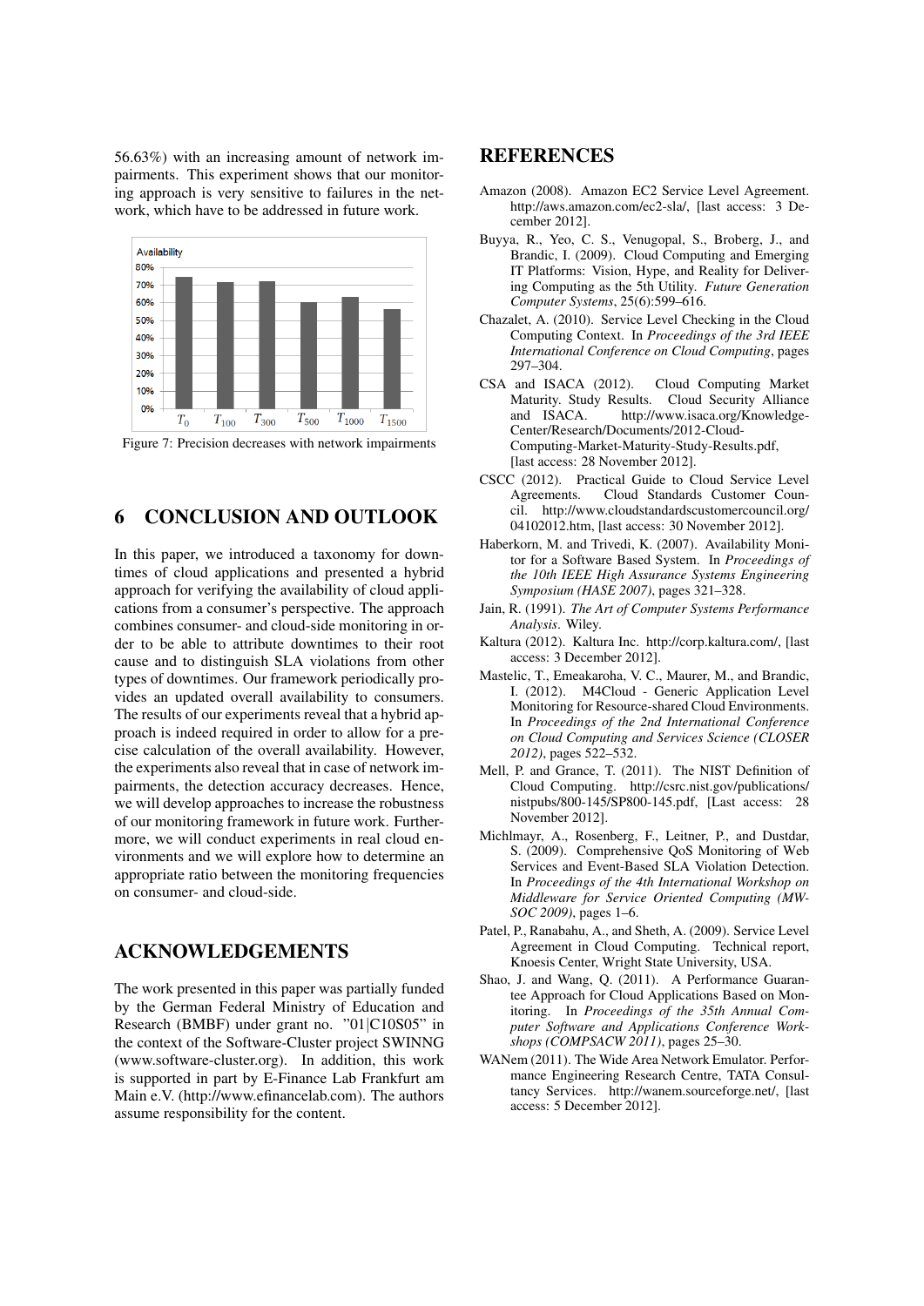56.63%) with an increasing amount of network impairments. This experiment shows that our monitoring approach is very sensitive to failures in the network, which have to be addressed in future work.

Availability

80%
70%
60%
50%
40%
30%
20%
10%
0%

$T_0$ $T_{100}$ $T_{300}$ $T_{500}$ $T_{1000}$ $T_{1500}$

Figure 7: Precision decreases with network impairments

## 6 CONCLUSION AND OUTLOOK

In this paper, we introduced a taxonomy for downtimes of cloud applications and presented a hybrid approach for verifying the availability of cloud applications from a consumer's perspective. The approach combines consumer- and cloud-side monitoring in order to be able to attribute downtimes to their root cause and to distinguish SLA violations from other types of downtimes. Our framework periodically provides an updated overall availability to consumers. The results of our experiments reveal that a hybrid approach is indeed required in order to allow for a precise calculation of the overall availability. However, the experiments also reveal that in case of network impairments, the detection accuracy decreases. Hence, we will develop approaches to increase the robustness of our monitoring framework in future work. Furthermore, we will conduct experiments in real cloud environments and we will explore how to determine an appropriate ratio between the monitoring frequencies on consumer- and cloud-side.

## ACKNOWLEDGEMENTS

The work presented in this paper was partially funded by the German Federal Ministry of Education and Research (BMBF) under grant no. "01|C10S05" in the context of the Software-Cluster project SWINNG (www.software-cluster.org). In addition, this work is supported in part by E-Finance Lab Frankfurt am Main e.V. (http://www.efinancelab.com). The authors assume responsibility for the content.

## REFERENCES

Amazon (2008). Amazon EC2 Service Level Agreement. http://aws.amazon.com/ec2-sla/, [last access: 3 December 2012].

Buyya, R., Yeo, C. S., Venugopal, S., Broberg, J., and Brandic, I. (2009). Cloud Computing and Emerging IT Platforms: Vision, Hype, and Reality for Delivering Computing as the 5th Utility. *Future Generation Computer Systems*, 25(6):599–616.

Chazalet, A. (2010). Service Level Checking in the Cloud Computing Context. In *Proceedings of the 3rd IEEE International Conference on Cloud Computing*, pages 297–304.

CSA and ISACA (2012). Cloud Computing Market Maturity. Study Results. Cloud Security Alliance and ISACA. http://www.isaca.org/Knowledge-Center/Research/Documents/2012-Cloud-Computing-Market-Maturity-Study-Results.pdf, [last access: 28 November 2012].

CSCC (2012). Practical Guide to Cloud Service Level Agreements. Cloud Standards Customer Council. http://www.cloudstandardscustomercouncil.org/04102012.htm, [last access: 30 November 2012].

Haberkorn, M. and Trivedi, K. (2007). Availability Monitor for a Software Based System. In *Proceedings of the 10th IEEE High Assurance Systems Engineering Symposium (HASE 2007)*, pages 321–328.

Jain, R. (1991). *The Art of Computer Systems Performance Analysis*. Wiley.

Kaltura (2012). Kaltura Inc. http://corp.kaltura.com/, [last access: 3 December 2012].

Mastelic, T., Emeakaroha, V. C., Maurer, M., and Brandic, I. (2012). M4Cloud - Generic Application Level Monitoring for Resource-shared Cloud Environments. In *Proceedings of the 2nd International Conference on Cloud Computing and Services Science (CLOSER 2012)*, pages 522–532.

Mell, P. and Grance, T. (2011). The NIST Definition of Cloud Computing. http://csrc.nist.gov/publications/nistpubs/800-145/SP800-145.pdf, [Last access: 28 November 2012].

Michlmayr, A., Rosenberg, F., Leitner, P., and Dustdar, S. (2009). Comprehensive QoS Monitoring of Web Services and Event-Based SLA Violation Detection. In *Proceedings of the 4th International Workshop on Middleware for Service Oriented Computing (MW-SOC 2009)*, pages 1–6.

Patel, P., Ranabahu, A., and Sheth, A. (2009). Service Level Agreement in Cloud Computing. Technical report, Knoesis Center, Wright State University, USA.

Shao, J. and Wang, Q. (2011). A Performance Guarantee Approach for Cloud Applications Based on Monitoring. In *Proceedings of the 35th Annual Computer Software and Applications Conference Workshops (COMPSACW 2011)*, pages 25–30.

WANem (2011). The Wide Area Network Emulator. Performance Engineering Research Centre, TATA Consultancy Services. http://wanem.sourceforge.net/, [last access: 5 December 2012].